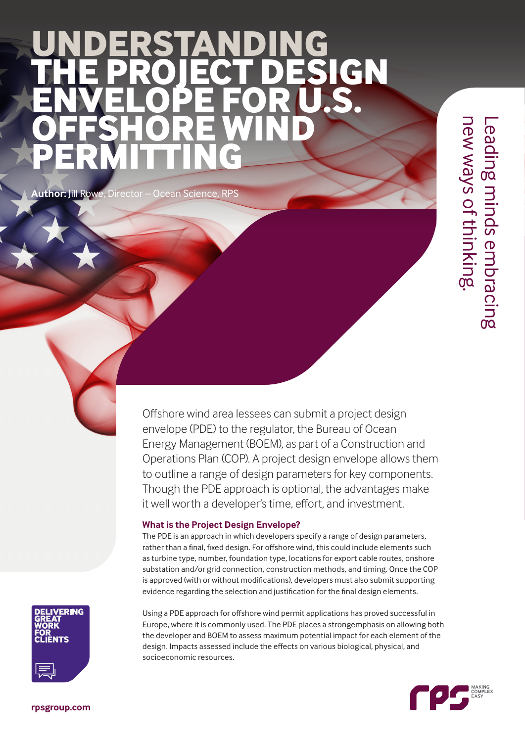# UNDERSTANDING THE PROJECT DESIGN ENVELOPE FOR U.S. OFFSHORE WIND PERMITTING

**Author:** Jill Rowe, Director – Ocean Science, RPS

Leading minds embracing new ways of thinking.

Offshore wind area lessees can submit a project design envelope (PDE) to the regulator, the Bureau of Ocean Energy Management (BOEM), as part of a Construction and Operations Plan (COP). A project design envelope allows them to outline a range of design parameters for key components. Though the PDE approach is optional, the advantages make it well worth a developer's time, effort, and investment.

### What is the Project Design Envelope?

The PDE is an approach in which developers specify a range of design parameters, rather than a final, fixed design. For offshore wind, this could include elements such as turbine type, number, foundation type, locations for export cable routes, onshore substation and/or grid connection, construction methods, and timing. Once the COP is approved (with or without modifications), developers must also submit supporting evidence regarding the selection and justification for the final design elements.

Using a PDE approach for offshore wind permit applications has proved successful in Europe, where it is commonly used. The PDE places a strongemphasis on allowing both the developer and BOEM to assess maximum potential impact for each element of the design. Impacts assessed include the effects on various biological, physical, and socioeconomic resources.

DELIVERING GREAT WORK FOR CLIENTS

rpsgroup.com

rps MAKING COMPLEX EASY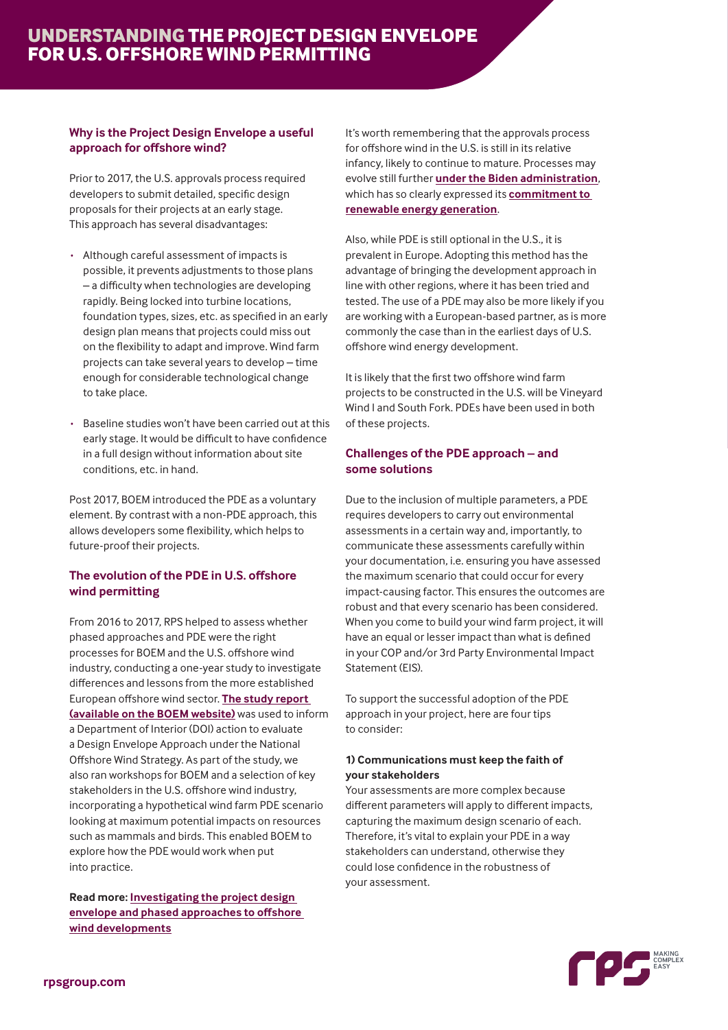# UNDERSTANDING THE PROJECT DESIGN ENVELOPE FOR U.S. OFFSHORE WIND PERMITTING

## Why is the Project Design Envelope a useful approach for offshore wind?

Prior to 2017, the U.S. approvals process required developers to submit detailed, specific design proposals for their projects at an early stage. This approach has several disadvantages:

- Although careful assessment of impacts is possible, it prevents adjustments to those plans – a difficulty when technologies are developing rapidly. Being locked into turbine locations, foundation types, sizes, etc. as specified in an early design plan means that projects could miss out on the flexibility to adapt and improve. Wind farm projects can take several years to develop – time enough for considerable technological change to take place.
- Baseline studies won't have been carried out at this early stage. It would be difficult to have confidence in a full design without information about site conditions, etc. in hand.

Post 2017, BOEM introduced the PDE as a voluntary element. By contrast with a non-PDE approach, this allows developers some flexibility, which helps to future-proof their projects.

## The evolution of the PDE in U.S. offshore wind permitting

From 2016 to 2017, RPS helped to assess whether phased approaches and PDE were the right processes for BOEM and the U.S. offshore wind industry, conducting a one-year study to investigate differences and lessons from the more established European offshore wind sector. **The study report (available on the BOEM website)** was used to inform a Department of Interior (DOI) action to evaluate a Design Envelope Approach under the National Offshore Wind Strategy. As part of the study, we also ran workshops for BOEM and a selection of key stakeholders in the U.S. offshore wind industry, incorporating a hypothetical wind farm PDE scenario looking at maximum potential impacts on resources such as mammals and birds. This enabled BOEM to explore how the PDE would work when put into practice.

**Read more: Investigating the project design envelope and phased approaches to offshore wind developments**

It's worth remembering that the approvals process for offshore wind in the U.S. is still in its relative infancy, likely to continue to mature. Processes may evolve still further **under the Biden administration**, which has so clearly expressed its **commitment to renewable energy generation**.

Also, while PDE is still optional in the U.S., it is prevalent in Europe. Adopting this method has the advantage of bringing the development approach in line with other regions, where it has been tried and tested. The use of a PDE may also be more likely if you are working with a European-based partner, as is more commonly the case than in the earliest days of U.S. offshore wind energy development.

It is likely that the first two offshore wind farm projects to be constructed in the U.S. will be Vineyard Wind I and South Fork. PDEs have been used in both of these projects.

## Challenges of the PDE approach – and some solutions

Due to the inclusion of multiple parameters, a PDE requires developers to carry out environmental assessments in a certain way and, importantly, to communicate these assessments carefully within your documentation, i.e. ensuring you have assessed the maximum scenario that could occur for every impact-causing factor. This ensures the outcomes are robust and that every scenario has been considered. When you come to build your wind farm project, it will have an equal or lesser impact than what is defined in your COP and/or 3rd Party Environmental Impact Statement (EIS).

To support the successful adoption of the PDE approach in your project, here are four tips to consider:

### 1) Communications must keep the faith of your stakeholders

Your assessments are more complex because different parameters will apply to different impacts, capturing the maximum design scenario of each. Therefore, it's vital to explain your PDE in a way stakeholders can understand, otherwise they could lose confidence in the robustness of your assessment.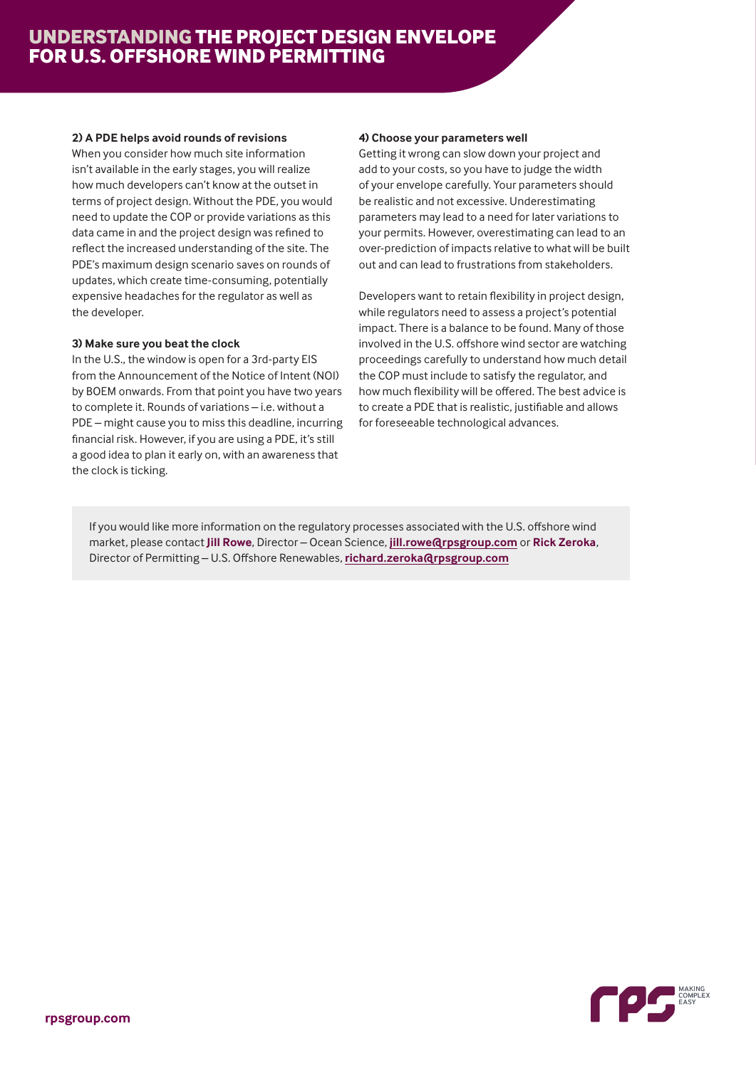### 2) A PDE helps avoid rounds of revisions

When you consider how much site information isn't available in the early stages, you will realize how much developers can't know at the outset in terms of project design. Without the PDE, you would need to update the COP or provide variations as this data came in and the project design was refined to reflect the increased understanding of the site. The PDE's maximum design scenario saves on rounds of updates, which create time-consuming, potentially expensive headaches for the regulator as well as the developer.

### 3) Make sure you beat the clock

In the U.S., the window is open for a 3rd-party EIS from the Announcement of the Notice of Intent (NOI) by BOEM onwards. From that point you have two years to complete it. Rounds of variations – i.e. without a PDE – might cause you to miss this deadline, incurring financial risk. However, if you are using a PDE, it's still a good idea to plan it early on, with an awareness that the clock is ticking.

### 4) Choose your parameters well

Getting it wrong can slow down your project and add to your costs, so you have to judge the width of your envelope carefully. Your parameters should be realistic and not excessive. Underestimating parameters may lead to a need for later variations to your permits. However, overestimating can lead to an over-prediction of impacts relative to what will be built out and can lead to frustrations from stakeholders.

Developers want to retain flexibility in project design, while regulators need to assess a project's potential impact. There is a balance to be found. Many of those involved in the U.S. offshore wind sector are watching proceedings carefully to understand how much detail the COP must include to satisfy the regulator, and how much flexibility will be offered. The best advice is to create a PDE that is realistic, justifiable and allows for foreseeable technological advances.

If you would like more information on the regulatory processes associated with the U.S. offshore wind market, please contact **Jill Rowe**, Director – Ocean Science, **jill.rowe@rpsgroup.com** or **Rick Zeroka**, Director of Permitting – U.S. Offshore Renewables, **richard.zeroka@rpsgroup.com**

rpsgroup.com